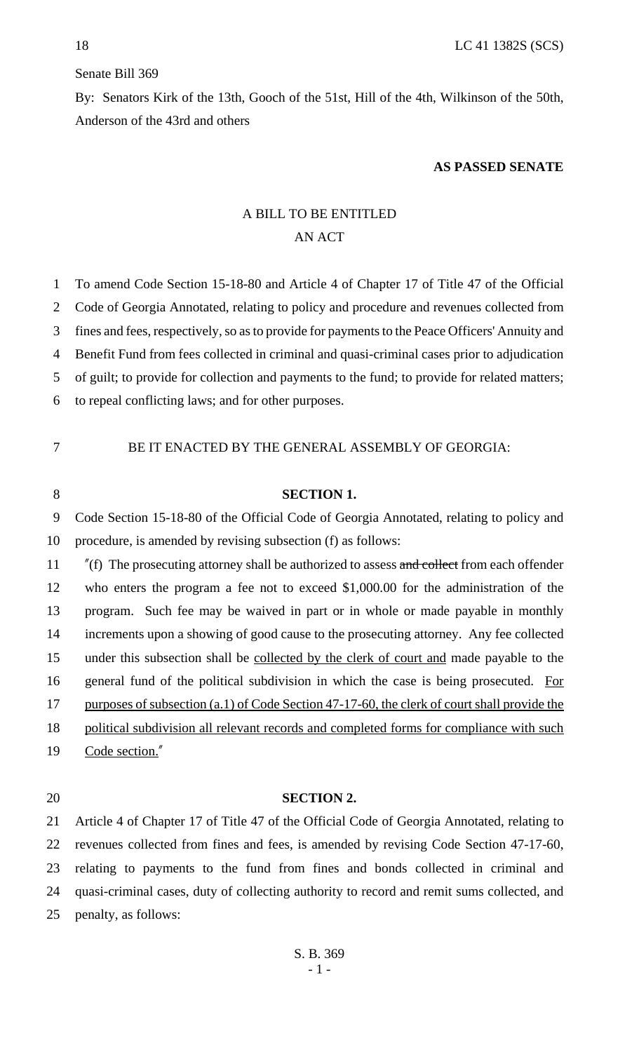Senate Bill 369

By: Senators Kirk of the 13th, Gooch of the 51st, Hill of the 4th, Wilkinson of the 50th, Anderson of the 43rd and others

**AS PASSED SENATE**

A BILL TO BE ENTITLED

AN ACT

To amend Code Section 15-18-80 and Article 4 of Chapter 17 of Title 47 of the Official Code of Georgia Annotated, relating to policy and procedure and revenues collected from fines and fees, respectively, so as to provide for payments to the Peace Officers' Annuity and Benefit Fund from fees collected in criminal and quasi-criminal cases prior to adjudication of guilt; to provide for collection and payments to the fund; to provide for related matters; to repeal conflicting laws; and for other purposes.

BE IT ENACTED BY THE GENERAL ASSEMBLY OF GEORGIA:

**SECTION 1.**

Code Section 15-18-80 of the Official Code of Georgia Annotated, relating to policy and procedure, is amended by revising subsection (f) as follows:

"(f) The prosecuting attorney shall be authorized to assess ~~and collect~~ from each offender who enters the program a fee not to exceed $1,000.00 for the administration of the program. Such fee may be waived in part or in whole or made payable in monthly increments upon a showing of good cause to the prosecuting attorney. Any fee collected under this subsection shall be <u>collected by the clerk of court and</u> made payable to the general fund of the political subdivision in which the case is being prosecuted. <u>For purposes of subsection (a.1) of Code Section 47-17-60, the clerk of court shall provide the political subdivision all relevant records and completed forms for compliance with such Code section.</u>"

**SECTION 2.**

Article 4 of Chapter 17 of Title 47 of the Official Code of Georgia Annotated, relating to revenues collected from fines and fees, is amended by revising Code Section 47-17-60, relating to payments to the fund from fines and bonds collected in criminal and quasi-criminal cases, duty of collecting authority to record and remit sums collected, and penalty, as follows: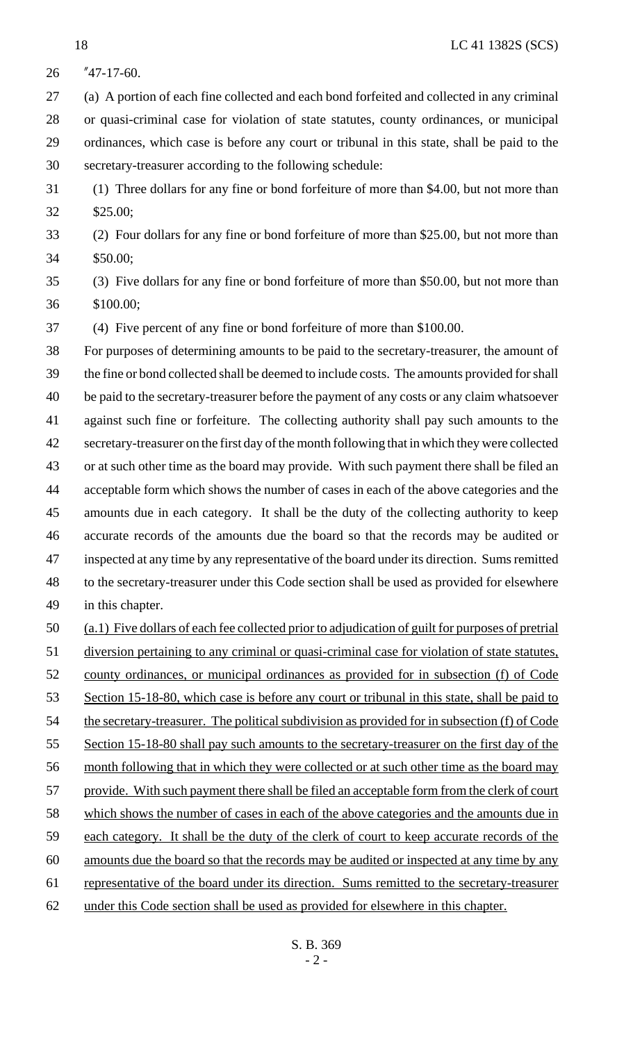"47-17-60.

(a) A portion of each fine collected and each bond forfeited and collected in any criminal or quasi-criminal case for violation of state statutes, county ordinances, or municipal ordinances, which case is before any court or tribunal in this state, shall be paid to the secretary-treasurer according to the following schedule:

(1) Three dollars for any fine or bond forfeiture of more than $4.00, but not more than $25.00;

(2) Four dollars for any fine or bond forfeiture of more than $25.00, but not more than $50.00;

(3) Five dollars for any fine or bond forfeiture of more than $50.00, but not more than $100.00;

(4) Five percent of any fine or bond forfeiture of more than $100.00.

For purposes of determining amounts to be paid to the secretary-treasurer, the amount of the fine or bond collected shall be deemed to include costs. The amounts provided for shall be paid to the secretary-treasurer before the payment of any costs or any claim whatsoever against such fine or forfeiture. The collecting authority shall pay such amounts to the secretary-treasurer on the first day of the month following that in which they were collected or at such other time as the board may provide. With such payment there shall be filed an acceptable form which shows the number of cases in each of the above categories and the amounts due in each category. It shall be the duty of the collecting authority to keep accurate records of the amounts due the board so that the records may be audited or inspected at any time by any representative of the board under its direction. Sums remitted to the secretary-treasurer under this Code section shall be used as provided for elsewhere in this chapter.

(a.1) Five dollars of each fee collected prior to adjudication of guilt for purposes of pretrial diversion pertaining to any criminal or quasi-criminal case for violation of state statutes, county ordinances, or municipal ordinances as provided for in subsection (f) of Code Section 15-18-80, which case is before any court or tribunal in this state, shall be paid to the secretary-treasurer. The political subdivision as provided for in subsection (f) of Code Section 15-18-80 shall pay such amounts to the secretary-treasurer on the first day of the month following that in which they were collected or at such other time as the board may provide. With such payment there shall be filed an acceptable form from the clerk of court which shows the number of cases in each of the above categories and the amounts due in each category. It shall be the duty of the clerk of court to keep accurate records of the amounts due the board so that the records may be audited or inspected at any time by any representative of the board under its direction. Sums remitted to the secretary-treasurer under this Code section shall be used as provided for elsewhere in this chapter.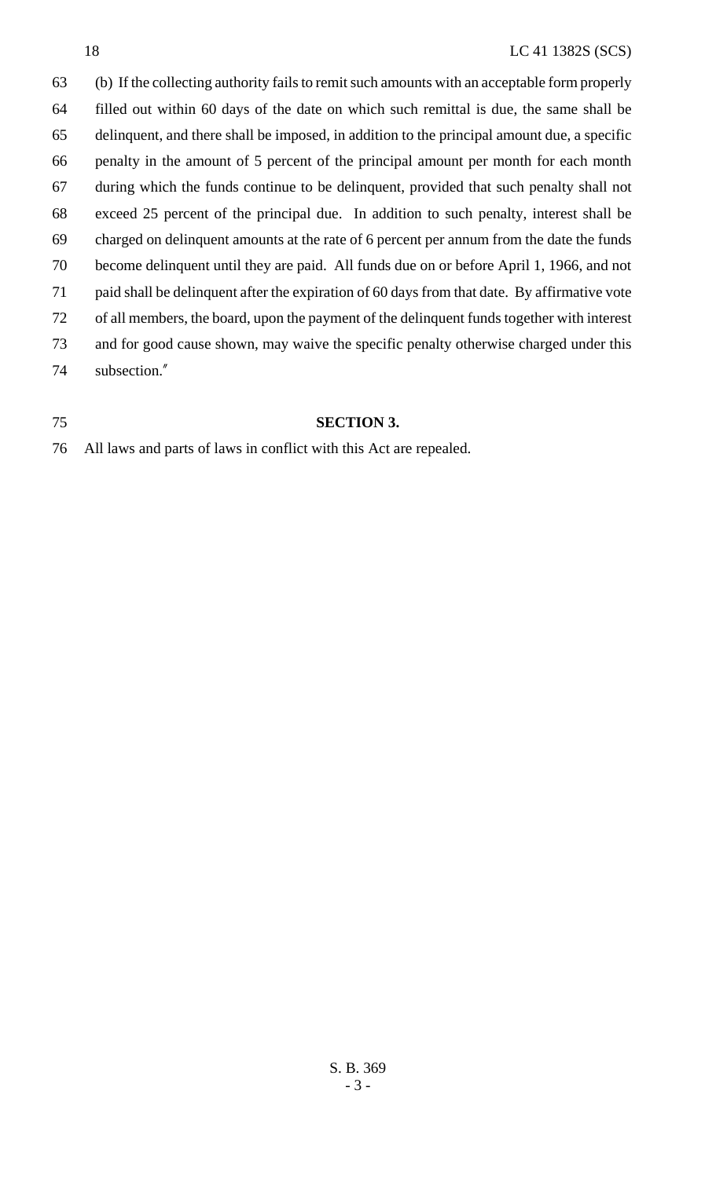(b) If the collecting authority fails to remit such amounts with an acceptable form properly filled out within 60 days of the date on which such remittal is due, the same shall be delinquent, and there shall be imposed, in addition to the principal amount due, a specific penalty in the amount of 5 percent of the principal amount per month for each month during which the funds continue to be delinquent, provided that such penalty shall not exceed 25 percent of the principal due. In addition to such penalty, interest shall be charged on delinquent amounts at the rate of 6 percent per annum from the date the funds become delinquent until they are paid. All funds due on or before April 1, 1966, and not paid shall be delinquent after the expiration of 60 days from that date. By affirmative vote of all members, the board, upon the payment of the delinquent funds together with interest and for good cause shown, may waive the specific penalty otherwise charged under this subsection."

**SECTION 3.**

All laws and parts of laws in conflict with this Act are repealed.